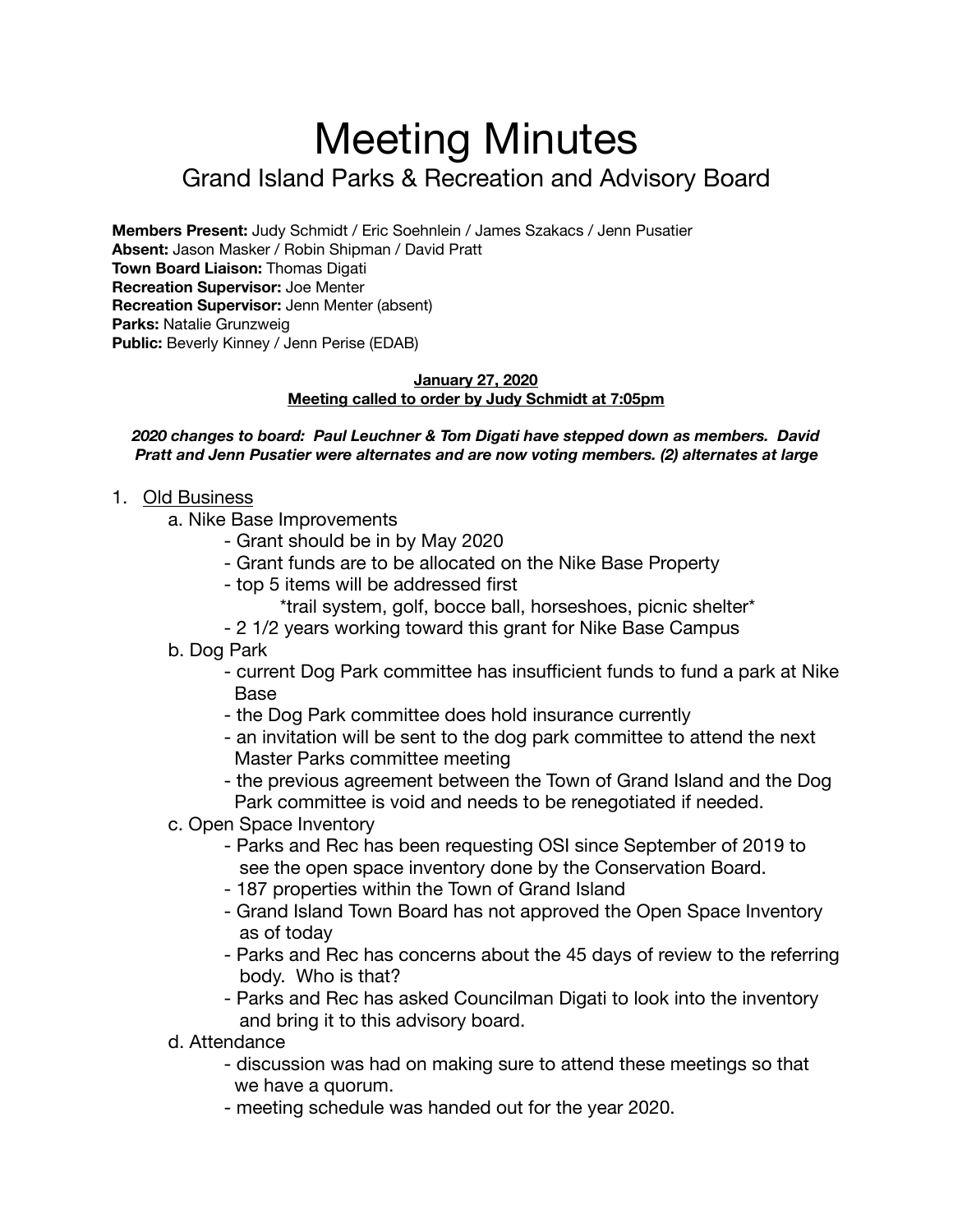# Meeting Minutes

## Grand Island Parks & Recreation and Advisory Board

**Members Present:** Judy Schmidt / Eric Soehnlein / James Szakacs / Jenn Pusatier
**Absent:** Jason Masker / Robin Shipman / David Pratt
**Town Board Liaison:** Thomas Digati
**Recreation Supervisor:** Joe Menter
**Recreation Supervisor:** Jenn Menter (absent)
**Parks:** Natalie Grunzweig
**Public:** Beverly Kinney / Jenn Perise (EDAB)

**January 27, 2020**
**Meeting called to order by Judy Schmidt at 7:05pm**

***2020 changes to board: Paul Leuchner & Tom Digati have stepped down as members. David Pratt and Jenn Pusatier were alternates and are now voting members. (2) alternates at large***

1. Old Business
   a. Nike Base Improvements
      - Grant should be in by May 2020
      - Grant funds are to be allocated on the Nike Base Property
      - top 5 items will be addressed first
        *trail system, golf, bocce ball, horseshoes, picnic shelter*
      - 2 1/2 years working toward this grant for Nike Base Campus

   b. Dog Park
      - current Dog Park committee has insufficient funds to fund a park at Nike Base
      - the Dog Park committee does hold insurance currently
      - an invitation will be sent to the dog park committee to attend the next Master Parks committee meeting
      - the previous agreement between the Town of Grand Island and the Dog Park committee is void and needs to be renegotiated if needed.

   c. Open Space Inventory
      - Parks and Rec has been requesting OSI since September of 2019 to see the open space inventory done by the Conservation Board.
      - 187 properties within the Town of Grand Island
      - Grand Island Town Board has not approved the Open Space Inventory as of today
      - Parks and Rec has concerns about the 45 days of review to the referring body. Who is that?
      - Parks and Rec has asked Councilman Digati to look into the inventory and bring it to this advisory board.

   d. Attendance
      - discussion was had on making sure to attend these meetings so that we have a quorum.
      - meeting schedule was handed out for the year 2020.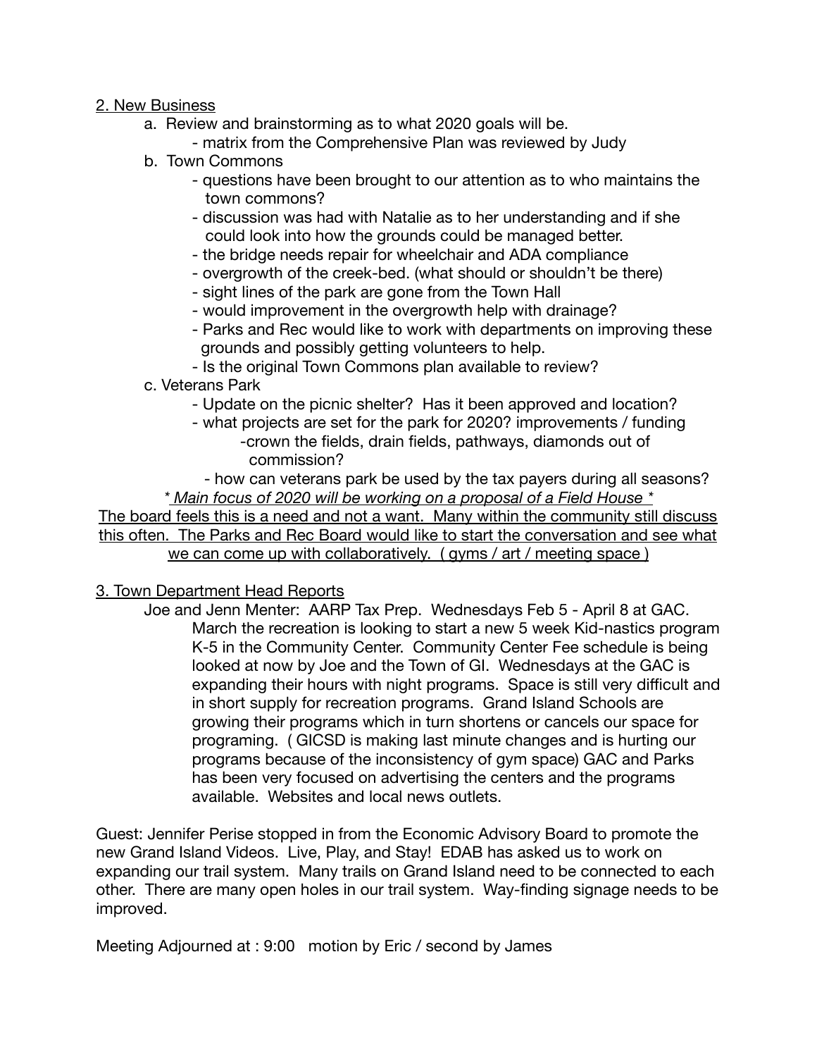2. New Business

- a. Review and brainstorming as to what 2020 goals will be.
  - matrix from the Comprehensive Plan was reviewed by Judy
- b. Town Commons
  - questions have been brought to our attention as to who maintains the town commons?
  - discussion was had with Natalie as to her understanding and if she could look into how the grounds could be managed better.
  - the bridge needs repair for wheelchair and ADA compliance
  - overgrowth of the creek-bed. (what should or shouldn't be there)
  - sight lines of the park are gone from the Town Hall
  - would improvement in the overgrowth help with drainage?
  - Parks and Rec would like to work with departments on improving these grounds and possibly getting volunteers to help.
  - Is the original Town Commons plan available to review?
- c. Veterans Park
  - Update on the picnic shelter? Has it been approved and location?
  - what projects are set for the park for 2020? improvements / funding
    - crown the fields, drain fields, pathways, diamonds out of commission?
  - how can veterans park be used by the tax payers during all seasons?

*\* Main focus of 2020 will be working on a proposal of a Field House \**

The board feels this is a need and not a want. Many within the community still discuss this often. The Parks and Rec Board would like to start the conversation and see what we can come up with collaboratively. ( gyms / art / meeting space )

3. Town Department Head Reports

Joe and Jenn Menter: AARP Tax Prep. Wednesdays Feb 5 - April 8 at GAC. March the recreation is looking to start a new 5 week Kid-nastics program K-5 in the Community Center. Community Center Fee schedule is being looked at now by Joe and the Town of GI. Wednesdays at the GAC is expanding their hours with night programs. Space is still very difficult and in short supply for recreation programs. Grand Island Schools are growing their programs which in turn shortens or cancels our space for programing. ( GICSD is making last minute changes and is hurting our programs because of the inconsistency of gym space) GAC and Parks has been very focused on advertising the centers and the programs available. Websites and local news outlets.

Guest: Jennifer Perise stopped in from the Economic Advisory Board to promote the new Grand Island Videos. Live, Play, and Stay! EDAB has asked us to work on expanding our trail system. Many trails on Grand Island need to be connected to each other. There are many open holes in our trail system. Way-finding signage needs to be improved.

Meeting Adjourned at : 9:00 motion by Eric / second by James